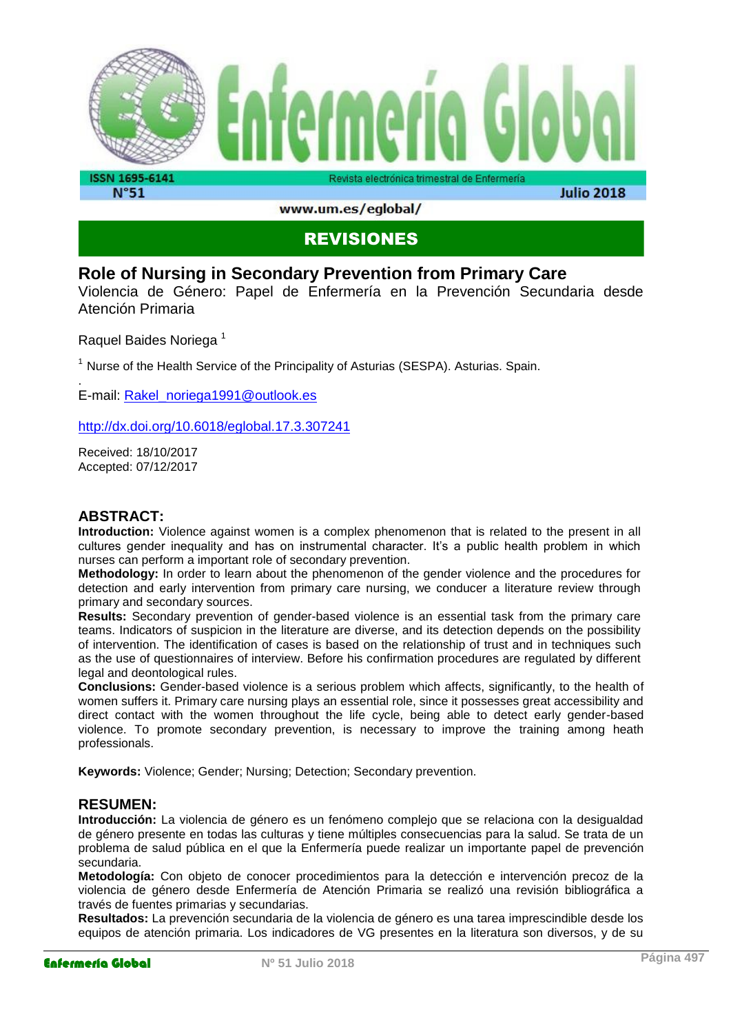## REVISIONES

# Role of Nursing in Secondary Prevention from Primary Care

Violencia de Género: Papel de Enfermería en la Prevención Secundaria desde Atención Primaria

Raquel Baides Noriega [1]

[1] Nurse of the Health Service of the Principality of Asturias (SESPA). Asturias. Spain.

.
E-mail: Rakel_noriega1991@outlook.es

http://dx.doi.org/10.6018/eglobal.17.3.307241

Received: 18/10/2017
Accepted: 07/12/2017

## ABSTRACT:

**Introduction:** Violence against women is a complex phenomenon that is related to the present in all cultures gender inequality and has on instrumental character. It's a public health problem in which nurses can perform a important role of secondary prevention.

**Methodology:** In order to learn about the phenomenon of the gender violence and the procedures for detection and early intervention from primary care nursing, we conducer a literature review through primary and secondary sources.

**Results:** Secondary prevention of gender-based violence is an essential task from the primary care teams. Indicators of suspicion in the literature are diverse, and its detection depends on the possibility of intervention. The identification of cases is based on the relationship of trust and in techniques such as the use of questionnaires of interview. Before his confirmation procedures are regulated by different legal and deontological rules.

**Conclusions:** Gender-based violence is a serious problem which affects, significantly, to the health of women suffers it. Primary care nursing plays an essential role, since it possesses great accessibility and direct contact with the women throughout the life cycle, being able to detect early gender-based violence. To promote secondary prevention, is necessary to improve the training among heath professionals.

**Keywords:** Violence; Gender; Nursing; Detection; Secondary prevention.

## RESUMEN:

**Introducción:** La violencia de género es un fenómeno complejo que se relaciona con la desigualdad de género presente en todas las culturas y tiene múltiples consecuencias para la salud. Se trata de un problema de salud pública en el que la Enfermería puede realizar un importante papel de prevención secundaria.

**Metodología:** Con objeto de conocer procedimientos para la detección e intervención precoz de la violencia de género desde Enfermería de Atención Primaria se realizó una revisión bibliográfica a través de fuentes primarias y secundarias.

**Resultados:** La prevención secundaria de la violencia de género es una tarea imprescindible desde los equipos de atención primaria. Los indicadores de VG presentes en la literatura son diversos, y de su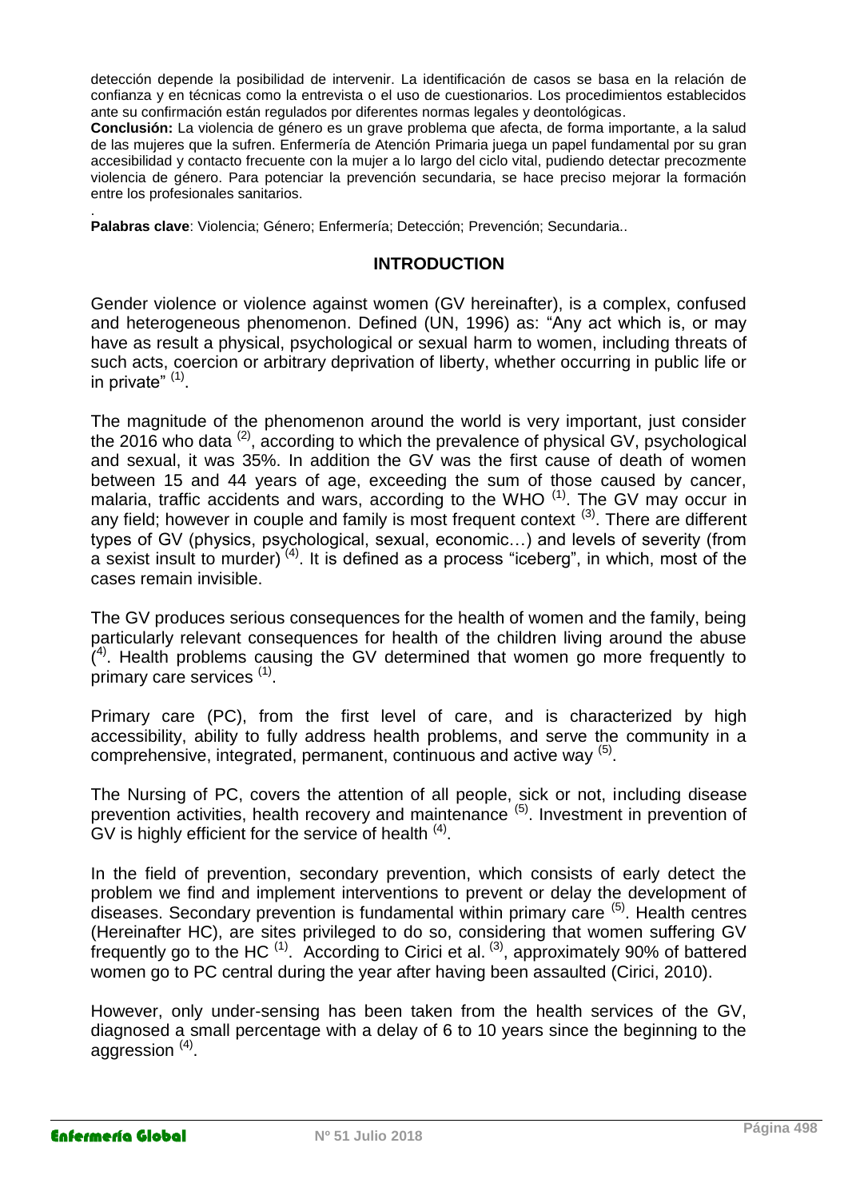detección depende la posibilidad de intervenir. La identificación de casos se basa en la relación de confianza y en técnicas como la entrevista o el uso de cuestionarios. Los procedimientos establecidos ante su confirmación están regulados por diferentes normas legales y deontológicas.

**Conclusión:** La violencia de género es un grave problema que afecta, de forma importante, a la salud de las mujeres que la sufren. Enfermería de Atención Primaria juega un papel fundamental por su gran accesibilidad y contacto frecuente con la mujer a lo largo del ciclo vital, pudiendo detectar precozmente violencia de género. Para potenciar la prevención secundaria, se hace preciso mejorar la formación entre los profesionales sanitarios.

.

**Palabras clave**: Violencia; Género; Enfermería; Detección; Prevención; Secundaria..

## INTRODUCTION

Gender violence or violence against women (GV hereinafter), is a complex, confused and heterogeneous phenomenon. Defined (UN, 1996) as: "Any act which is, or may have as result a physical, psychological or sexual harm to women, including threats of such acts, coercion or arbitrary deprivation of liberty, whether occurring in public life or in private" [(1)].

The magnitude of the phenomenon around the world is very important, just consider the 2016 who data [(2)], according to which the prevalence of physical GV, psychological and sexual, it was 35%. In addition the GV was the first cause of death of women between 15 and 44 years of age, exceeding the sum of those caused by cancer, malaria, traffic accidents and wars, according to the WHO [(1)]. The GV may occur in any field; however in couple and family is most frequent context [(3)]. There are different types of GV (physics, psychological, sexual, economic…) and levels of severity (from a sexist insult to murder) [(4)]. It is defined as a process "iceberg", in which, most of the cases remain invisible.

The GV produces serious consequences for the health of women and the family, being particularly relevant consequences for health of the children living around the abuse [(4)]. Health problems causing the GV determined that women go more frequently to primary care services [(1)].

Primary care (PC), from the first level of care, and is characterized by high accessibility, ability to fully address health problems, and serve the community in a comprehensive, integrated, permanent, continuous and active way [(5)].

The Nursing of PC, covers the attention of all people, sick or not, including disease prevention activities, health recovery and maintenance [(5)]. Investment in prevention of GV is highly efficient for the service of health [(4)].

In the field of prevention, secondary prevention, which consists of early detect the problem we find and implement interventions to prevent or delay the development of diseases. Secondary prevention is fundamental within primary care [(5)]. Health centres (Hereinafter HC), are sites privileged to do so, considering that women suffering GV frequently go to the HC [(1)]. According to Cirici et al. [(3)], approximately 90% of battered women go to PC central during the year after having been assaulted (Cirici, 2010).

However, only under-sensing has been taken from the health services of the GV, diagnosed a small percentage with a delay of 6 to 10 years since the beginning to the aggression [(4)].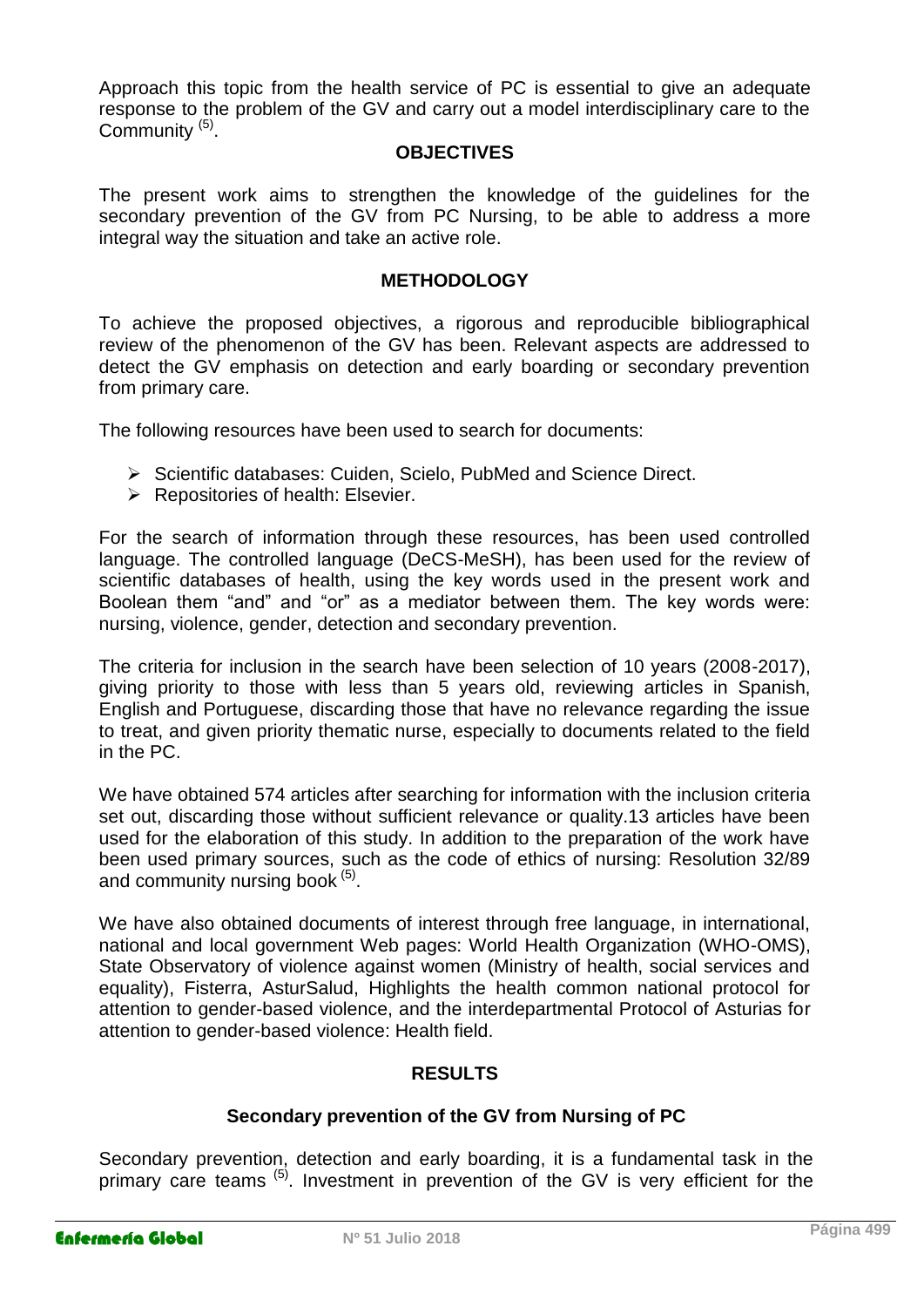Approach this topic from the health service of PC is essential to give an adequate response to the problem of the GV and carry out a model interdisciplinary care to the Community [5].

## OBJECTIVES

The present work aims to strengthen the knowledge of the guidelines for the secondary prevention of the GV from PC Nursing, to be able to address a more integral way the situation and take an active role.

## METHODOLOGY

To achieve the proposed objectives, a rigorous and reproducible bibliographical review of the phenomenon of the GV has been. Relevant aspects are addressed to detect the GV emphasis on detection and early boarding or secondary prevention from primary care.

The following resources have been used to search for documents:

- Scientific databases: Cuiden, Scielo, PubMed and Science Direct.
- Repositories of health: Elsevier.

For the search of information through these resources, has been used controlled language. The controlled language (DeCS-MeSH), has been used for the review of scientific databases of health, using the key words used in the present work and Boolean them "and" and "or" as a mediator between them. The key words were: nursing, violence, gender, detection and secondary prevention.

The criteria for inclusion in the search have been selection of 10 years (2008-2017), giving priority to those with less than 5 years old, reviewing articles in Spanish, English and Portuguese, discarding those that have no relevance regarding the issue to treat, and given priority thematic nurse, especially to documents related to the field in the PC.

We have obtained 574 articles after searching for information with the inclusion criteria set out, discarding those without sufficient relevance or quality.13 articles have been used for the elaboration of this study. In addition to the preparation of the work have been used primary sources, such as the code of ethics of nursing: Resolution 32/89 and community nursing book [5].

We have also obtained documents of interest through free language, in international, national and local government Web pages: World Health Organization (WHO-OMS), State Observatory of violence against women (Ministry of health, social services and equality), Fisterra, AsturSalud, Highlights the health common national protocol for attention to gender-based violence, and the interdepartmental Protocol of Asturias for attention to gender-based violence: Health field.

## RESULTS

### Secondary prevention of the GV from Nursing of PC

Secondary prevention, detection and early boarding, it is a fundamental task in the primary care teams [5]. Investment in prevention of the GV is very efficient for the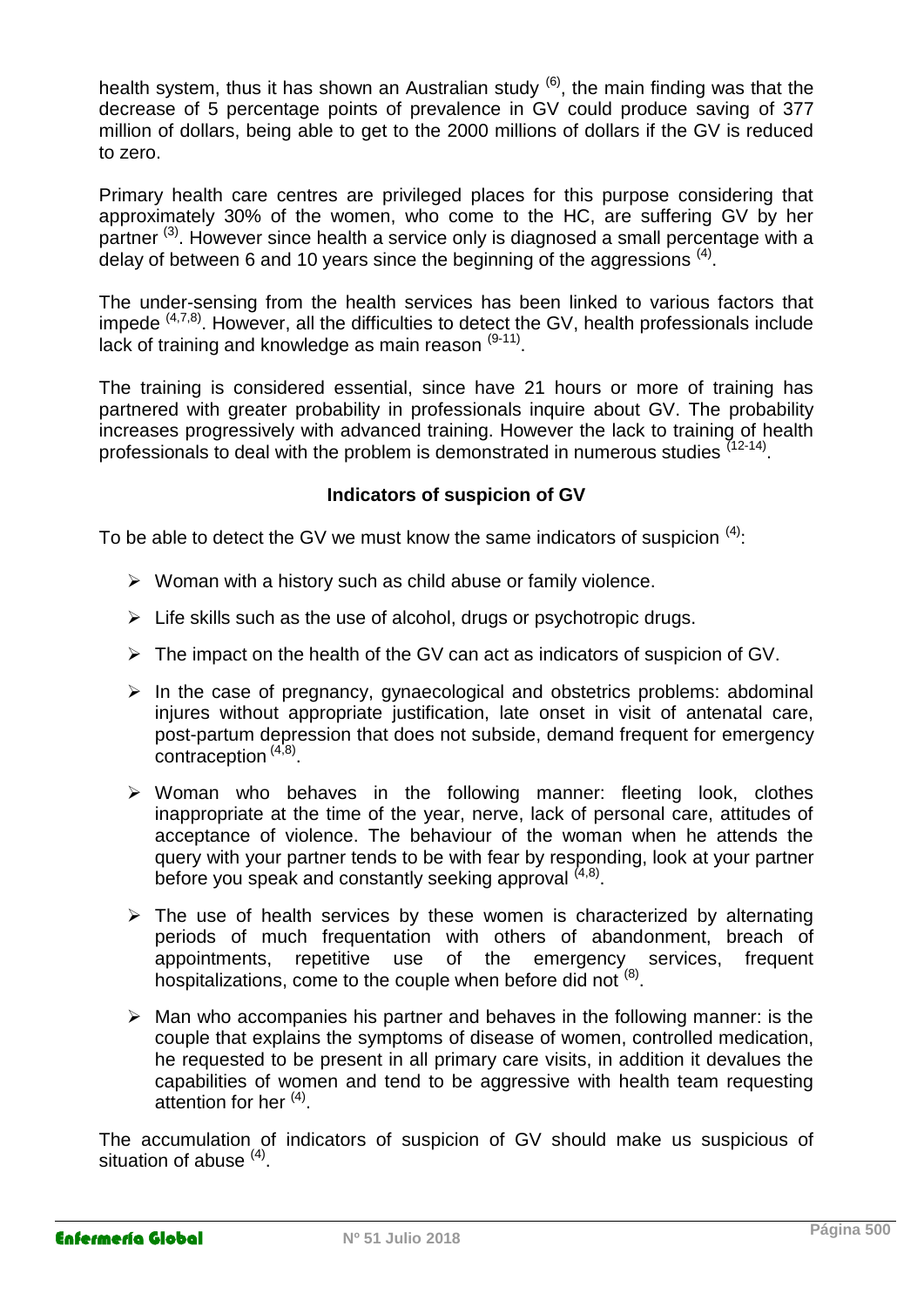health system, thus it has shown an Australian study [6], the main finding was that the decrease of 5 percentage points of prevalence in GV could produce saving of 377 million of dollars, being able to get to the 2000 millions of dollars if the GV is reduced to zero.

Primary health care centres are privileged places for this purpose considering that approximately 30% of the women, who come to the HC, are suffering GV by her partner [3]. However since health a service only is diagnosed a small percentage with a delay of between 6 and 10 years since the beginning of the aggressions [4].

The under-sensing from the health services has been linked to various factors that impede [4,7,8]. However, all the difficulties to detect the GV, health professionals include lack of training and knowledge as main reason [9-11].

The training is considered essential, since have 21 hours or more of training has partnered with greater probability in professionals inquire about GV. The probability increases progressively with advanced training. However the lack to training of health professionals to deal with the problem is demonstrated in numerous studies [12-14].

### Indicators of suspicion of GV

To be able to detect the GV we must know the same indicators of suspicion [4]:

- Woman with a history such as child abuse or family violence.
- Life skills such as the use of alcohol, drugs or psychotropic drugs.
- The impact on the health of the GV can act as indicators of suspicion of GV.
- In the case of pregnancy, gynaecological and obstetrics problems: abdominal injures without appropriate justification, late onset in visit of antenatal care, post-partum depression that does not subside, demand frequent for emergency contraception [4,8].
- Woman who behaves in the following manner: fleeting look, clothes inappropriate at the time of the year, nerve, lack of personal care, attitudes of acceptance of violence. The behaviour of the woman when he attends the query with your partner tends to be with fear by responding, look at your partner before you speak and constantly seeking approval [4,8].
- The use of health services by these women is characterized by alternating periods of much frequentation with others of abandonment, breach of appointments, repetitive use of the emergency services, frequent hospitalizations, come to the couple when before did not [8].
- Man who accompanies his partner and behaves in the following manner: is the couple that explains the symptoms of disease of women, controlled medication, he requested to be present in all primary care visits, in addition it devalues the capabilities of women and tend to be aggressive with health team requesting attention for her [4].

The accumulation of indicators of suspicion of GV should make us suspicious of situation of abuse [4].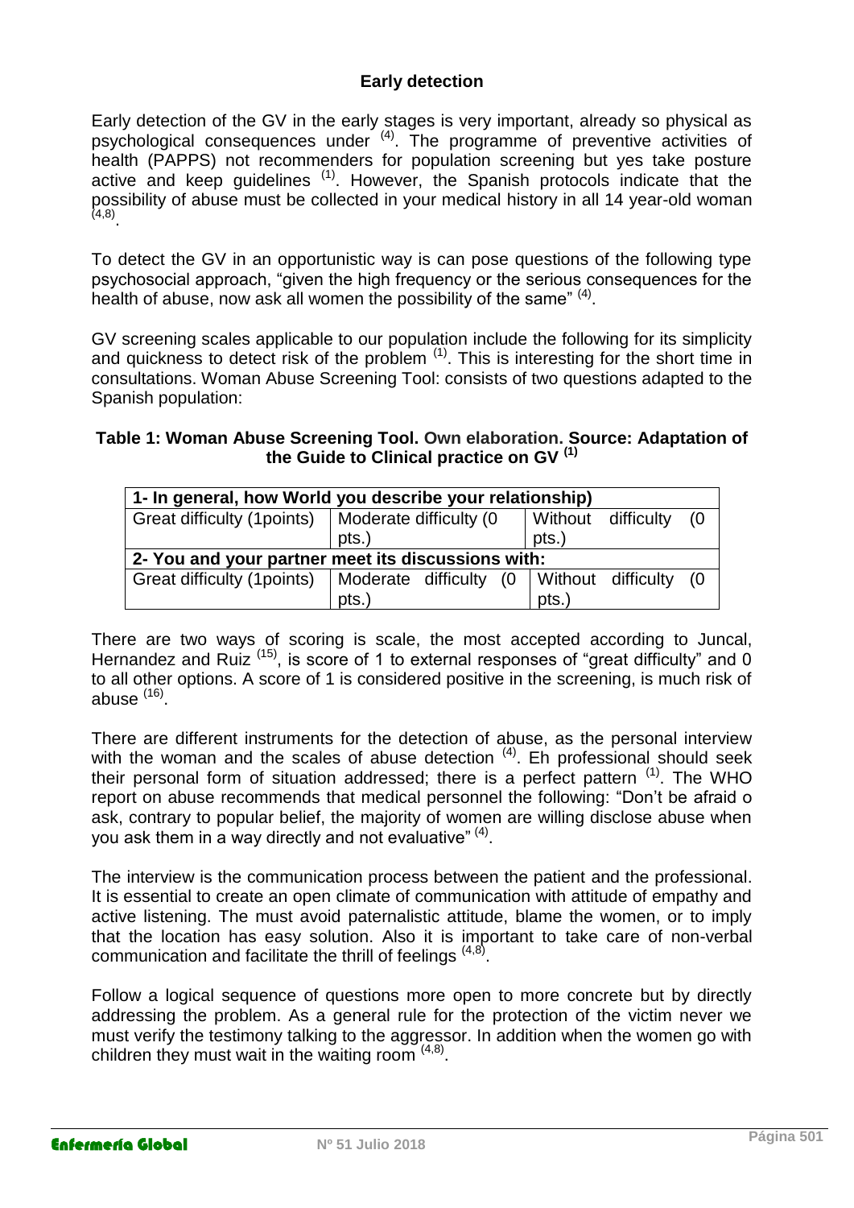### Early detection

Early detection of the GV in the early stages is very important, already so physical as psychological consequences under [4]. The programme of preventive activities of health (PAPPS) not recommenders for population screening but yes take posture active and keep guidelines [1]. However, the Spanish protocols indicate that the possibility of abuse must be collected in your medical history in all 14 year-old woman [4,8].

To detect the GV in an opportunistic way is can pose questions of the following type psychosocial approach, "given the high frequency or the serious consequences for the health of abuse, now ask all women the possibility of the same" [4].

GV screening scales applicable to our population include the following for its simplicity and quickness to detect risk of the problem [1]. This is interesting for the short time in consultations. Woman Abuse Screening Tool: consists of two questions adapted to the Spanish population:

**Table 1: Woman Abuse Screening Tool. Own elaboration. Source: Adaptation of the Guide to Clinical practice on GV [1]**

| **1- In general, how World you describe your relationship)** | | |
|---|---|---|
| Great difficulty (1points) | Moderate difficulty (0 pts.) | Without difficulty (0 pts.) |
| **2- You and your partner meet its discussions with:** | | |
| Great difficulty (1points) | Moderate difficulty (0 pts.) | Without difficulty (0 pts.) |

There are two ways of scoring is scale, the most accepted according to Juncal, Hernandez and Ruiz [15], is score of 1 to external responses of "great difficulty" and 0 to all other options. A score of 1 is considered positive in the screening, is much risk of abuse [16].

There are different instruments for the detection of abuse, as the personal interview with the woman and the scales of abuse detection [4]. Eh professional should seek their personal form of situation addressed; there is a perfect pattern [1]. The WHO report on abuse recommends that medical personnel the following: "Don't be afraid o ask, contrary to popular belief, the majority of women are willing disclose abuse when you ask them in a way directly and not evaluative" [4].

The interview is the communication process between the patient and the professional. It is essential to create an open climate of communication with attitude of empathy and active listening. The must avoid paternalistic attitude, blame the women, or to imply that the location has easy solution. Also it is important to take care of non-verbal communication and facilitate the thrill of feelings [4,8].

Follow a logical sequence of questions more open to more concrete but by directly addressing the problem. As a general rule for the protection of the victim never we must verify the testimony talking to the aggressor. In addition when the women go with children they must wait in the waiting room [4,8].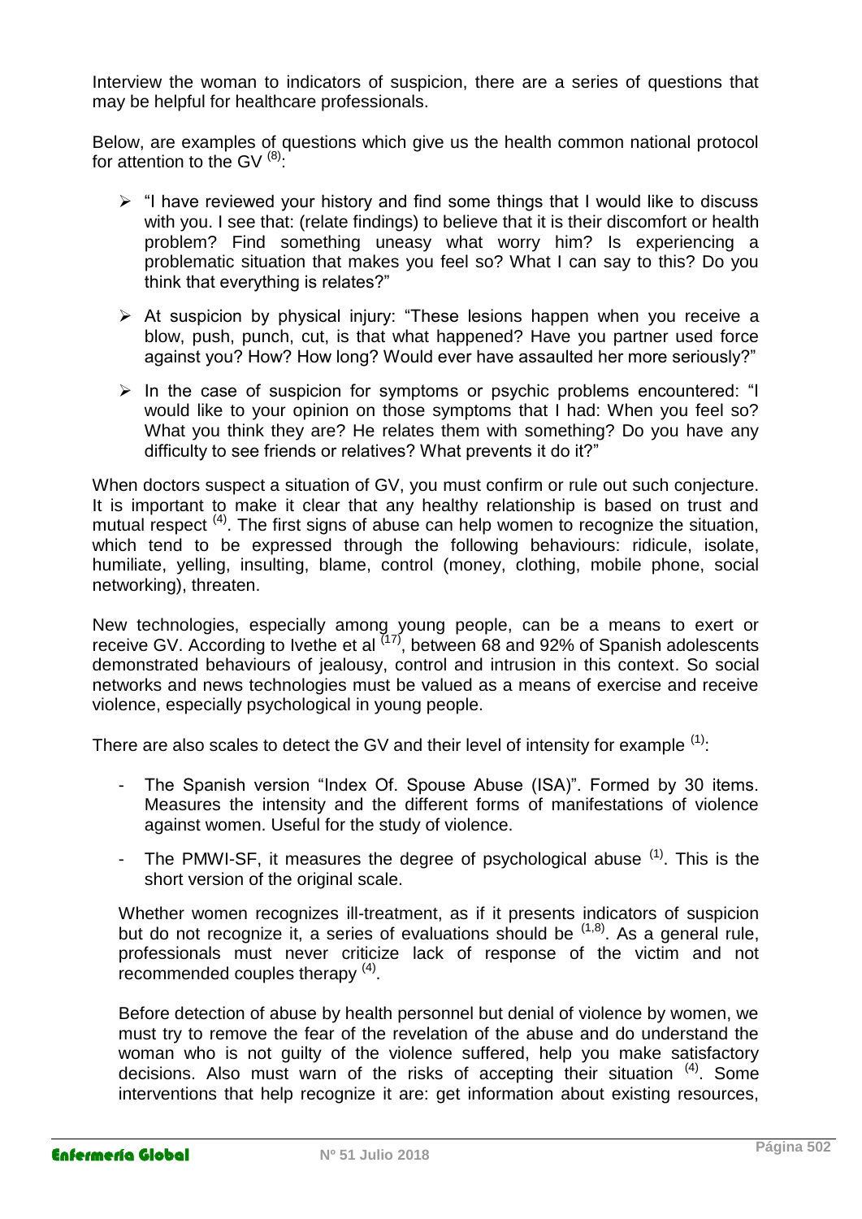Interview the woman to indicators of suspicion, there are a series of questions that may be helpful for healthcare professionals.

Below, are examples of questions which give us the health common national protocol for attention to the GV [8]:

- "I have reviewed your history and find some things that I would like to discuss with you. I see that: (relate findings) to believe that it is their discomfort or health problem? Find something uneasy what worry him? Is experiencing a problematic situation that makes you feel so? What I can say to this? Do you think that everything is relates?"
- At suspicion by physical injury: "These lesions happen when you receive a blow, push, punch, cut, is that what happened? Have you partner used force against you? How? How long? Would ever have assaulted her more seriously?"
- In the case of suspicion for symptoms or psychic problems encountered: "I would like to your opinion on those symptoms that I had: When you feel so? What you think they are? He relates them with something? Do you have any difficulty to see friends or relatives? What prevents it do it?"

When doctors suspect a situation of GV, you must confirm or rule out such conjecture. It is important to make it clear that any healthy relationship is based on trust and mutual respect [4]. The first signs of abuse can help women to recognize the situation, which tend to be expressed through the following behaviours: ridicule, isolate, humiliate, yelling, insulting, blame, control (money, clothing, mobile phone, social networking), threaten.

New technologies, especially among young people, can be a means to exert or receive GV. According to Ivethe et al [17], between 68 and 92% of Spanish adolescents demonstrated behaviours of jealousy, control and intrusion in this context. So social networks and news technologies must be valued as a means of exercise and receive violence, especially psychological in young people.

There are also scales to detect the GV and their level of intensity for example [1]:

- The Spanish version "Index Of. Spouse Abuse (ISA)". Formed by 30 items. Measures the intensity and the different forms of manifestations of violence against women. Useful for the study of violence.
- The PMWI-SF, it measures the degree of psychological abuse [1]. This is the short version of the original scale.

Whether women recognizes ill-treatment, as if it presents indicators of suspicion but do not recognize it, a series of evaluations should be [1,8]. As a general rule, professionals must never criticize lack of response of the victim and not recommended couples therapy [4].

Before detection of abuse by health personnel but denial of violence by women, we must try to remove the fear of the revelation of the abuse and do understand the woman who is not guilty of the violence suffered, help you make satisfactory decisions. Also must warn of the risks of accepting their situation [4]. Some interventions that help recognize it are: get information about existing resources,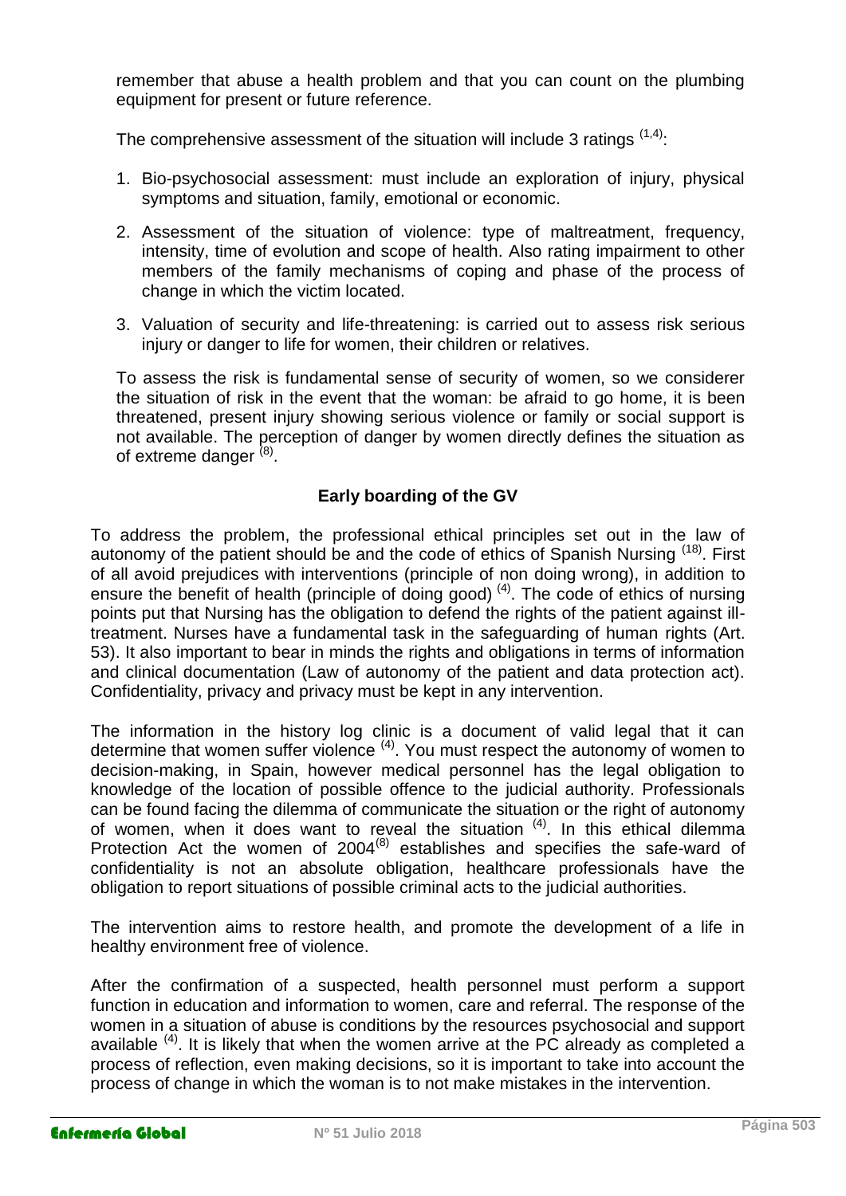remember that abuse a health problem and that you can count on the plumbing equipment for present or future reference.

The comprehensive assessment of the situation will include 3 ratings [1,4]:

1. Bio-psychosocial assessment: must include an exploration of injury, physical symptoms and situation, family, emotional or economic.
2. Assessment of the situation of violence: type of maltreatment, frequency, intensity, time of evolution and scope of health. Also rating impairment to other members of the family mechanisms of coping and phase of the process of change in which the victim located.
3. Valuation of security and life-threatening: is carried out to assess risk serious injury or danger to life for women, their children or relatives.

To assess the risk is fundamental sense of security of women, so we considerer the situation of risk in the event that the woman: be afraid to go home, it is been threatened, present injury showing serious violence or family or social support is not available. The perception of danger by women directly defines the situation as of extreme danger [8].

**Early boarding of the GV**

To address the problem, the professional ethical principles set out in the law of autonomy of the patient should be and the code of ethics of Spanish Nursing [18]. First of all avoid prejudices with interventions (principle of non doing wrong), in addition to ensure the benefit of health (principle of doing good) [4]. The code of ethics of nursing points put that Nursing has the obligation to defend the rights of the patient against ill-treatment. Nurses have a fundamental task in the safeguarding of human rights (Art. 53). It also important to bear in minds the rights and obligations in terms of information and clinical documentation (Law of autonomy of the patient and data protection act). Confidentiality, privacy and privacy must be kept in any intervention.

The information in the history log clinic is a document of valid legal that it can determine that women suffer violence [4]. You must respect the autonomy of women to decision-making, in Spain, however medical personnel has the legal obligation to knowledge of the location of possible offence to the judicial authority. Professionals can be found facing the dilemma of communicate the situation or the right of autonomy of women, when it does want to reveal the situation [4]. In this ethical dilemma Protection Act the women of 2004[8] establishes and specifies the safe-ward of confidentiality is not an absolute obligation, healthcare professionals have the obligation to report situations of possible criminal acts to the judicial authorities.

The intervention aims to restore health, and promote the development of a life in healthy environment free of violence.

After the confirmation of a suspected, health personnel must perform a support function in education and information to women, care and referral. The response of the women in a situation of abuse is conditions by the resources psychosocial and support available [4]. It is likely that when the women arrive at the PC already as completed a process of reflection, even making decisions, so it is important to take into account the process of change in which the woman is to not make mistakes in the intervention.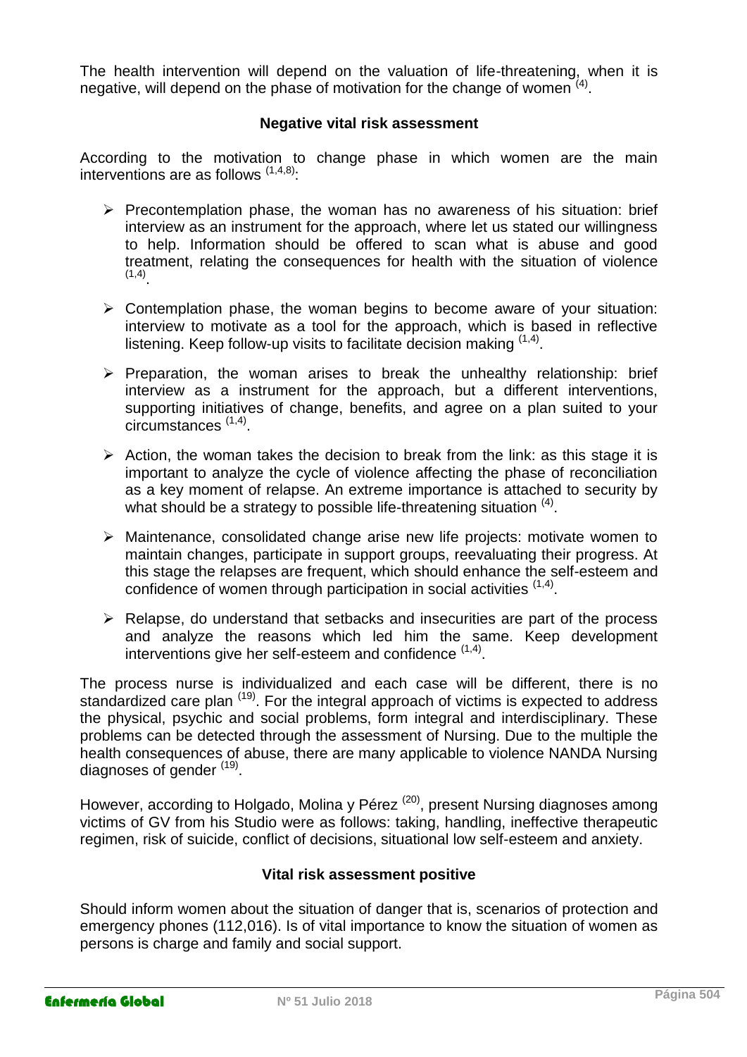The health intervention will depend on the valuation of life-threatening, when it is negative, will depend on the phase of motivation for the change of women [4].

**Negative vital risk assessment**

According to the motivation to change phase in which women are the main interventions are as follows [1,4,8]:

- Precontemplation phase, the woman has no awareness of his situation: brief interview as an instrument for the approach, where let us stated our willingness to help. Information should be offered to scan what is abuse and good treatment, relating the consequences for health with the situation of violence [1,4].
- Contemplation phase, the woman begins to become aware of your situation: interview to motivate as a tool for the approach, which is based in reflective listening. Keep follow-up visits to facilitate decision making [1,4].
- Preparation, the woman arises to break the unhealthy relationship: brief interview as a instrument for the approach, but a different interventions, supporting initiatives of change, benefits, and agree on a plan suited to your circumstances [1,4].
- Action, the woman takes the decision to break from the link: as this stage it is important to analyze the cycle of violence affecting the phase of reconciliation as a key moment of relapse. An extreme importance is attached to security by what should be a strategy to possible life-threatening situation [4].
- Maintenance, consolidated change arise new life projects: motivate women to maintain changes, participate in support groups, reevaluating their progress. At this stage the relapses are frequent, which should enhance the self-esteem and confidence of women through participation in social activities [1,4].
- Relapse, do understand that setbacks and insecurities are part of the process and analyze the reasons which led him the same. Keep development interventions give her self-esteem and confidence [1,4].

The process nurse is individualized and each case will be different, there is no standardized care plan [19]. For the integral approach of victims is expected to address the physical, psychic and social problems, form integral and interdisciplinary. These problems can be detected through the assessment of Nursing. Due to the multiple the health consequences of abuse, there are many applicable to violence NANDA Nursing diagnoses of gender [19].

However, according to Holgado, Molina y Pérez [20], present Nursing diagnoses among victims of GV from his Studio were as follows: taking, handling, ineffective therapeutic regimen, risk of suicide, conflict of decisions, situational low self-esteem and anxiety.

**Vital risk assessment positive**

Should inform women about the situation of danger that is, scenarios of protection and emergency phones (112,016). Is of vital importance to know the situation of women as persons is charge and family and social support.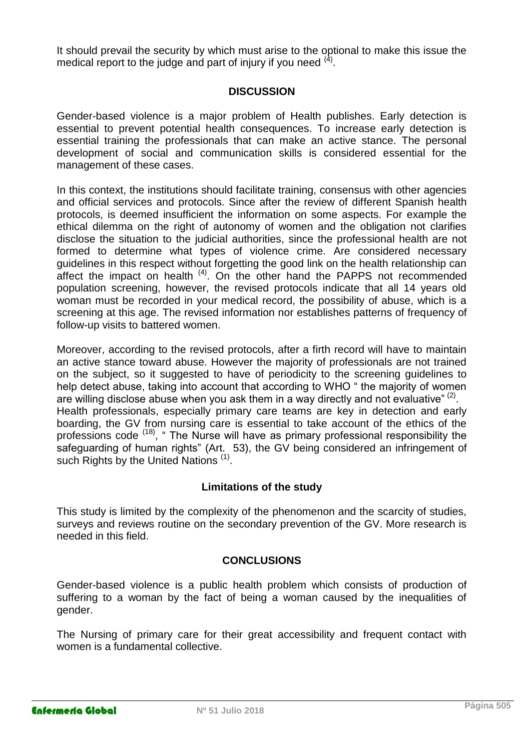It should prevail the security by which must arise to the optional to make this issue the medical report to the judge and part of injury if you need [4].

## DISCUSSION

Gender-based violence is a major problem of Health publishes. Early detection is essential to prevent potential health consequences. To increase early detection is essential training the professionals that can make an active stance. The personal development of social and communication skills is considered essential for the management of these cases.

In this context, the institutions should facilitate training, consensus with other agencies and official services and protocols. Since after the review of different Spanish health protocols, is deemed insufficient the information on some aspects. For example the ethical dilemma on the right of autonomy of women and the obligation not clarifies disclose the situation to the judicial authorities, since the professional health are not formed to determine what types of violence crime. Are considered necessary guidelines in this respect without forgetting the good link on the health relationship can affect the impact on health [4]. On the other hand the PAPPS not recommended population screening, however, the revised protocols indicate that all 14 years old woman must be recorded in your medical record, the possibility of abuse, which is a screening at this age. The revised information nor establishes patterns of frequency of follow-up visits to battered women.

Moreover, according to the revised protocols, after a firth record will have to maintain an active stance toward abuse. However the majority of professionals are not trained on the subject, so it suggested to have of periodicity to the screening guidelines to help detect abuse, taking into account that according to WHO " the majority of women are willing disclose abuse when you ask them in a way directly and not evaluative" [2].
Health professionals, especially primary care teams are key in detection and early boarding, the GV from nursing care is essential to take account of the ethics of the professions code [18], " The Nurse will have as primary professional responsibility the safeguarding of human rights" (Art. 53), the GV being considered an infringement of such Rights by the United Nations [1].

### Limitations of the study

This study is limited by the complexity of the phenomenon and the scarcity of studies, surveys and reviews routine on the secondary prevention of the GV. More research is needed in this field.

## CONCLUSIONS

Gender-based violence is a public health problem which consists of production of suffering to a woman by the fact of being a woman caused by the inequalities of gender.

The Nursing of primary care for their great accessibility and frequent contact with women is a fundamental collective.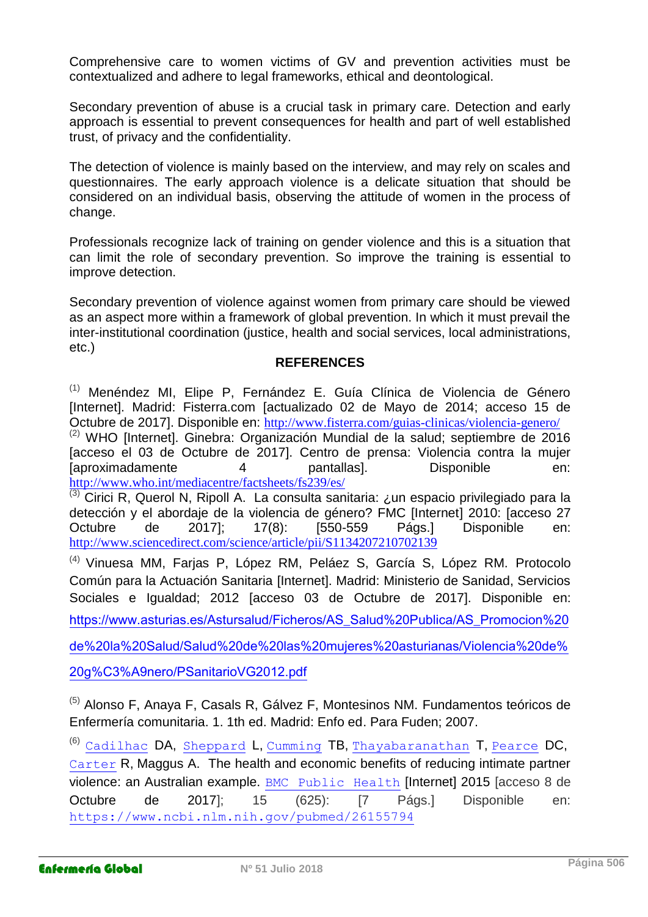Comprehensive care to women victims of GV and prevention activities must be contextualized and adhere to legal frameworks, ethical and deontological.

Secondary prevention of abuse is a crucial task in primary care. Detection and early approach is essential to prevent consequences for health and part of well established trust, of privacy and the confidentiality.

The detection of violence is mainly based on the interview, and may rely on scales and questionnaires. The early approach violence is a delicate situation that should be considered on an individual basis, observing the attitude of women in the process of change.

Professionals recognize lack of training on gender violence and this is a situation that can limit the role of secondary prevention. So improve the training is essential to improve detection.

Secondary prevention of violence against women from primary care should be viewed as an aspect more within a framework of global prevention. In which it must prevail the inter-institutional coordination (justice, health and social services, local administrations, etc.)

## REFERENCES

[1] Menéndez MI, Elipe P, Fernández E. Guía Clínica de Violencia de Género [Internet]. Madrid: Fisterra.com [actualizado 02 de Mayo de 2014; acceso 15 de Octubre de 2017]. Disponible en: http://www.fisterra.com/guias-clinicas/violencia-genero/

[2] WHO [Internet]. Ginebra: Organización Mundial de la salud; septiembre de 2016 [acceso el 03 de Octubre de 2017]. Centro de prensa: Violencia contra la mujer [aproximadamente 4 pantallas]. Disponible en: http://www.who.int/mediacentre/factsheets/fs239/es/

[3] Cirici R, Querol N, Ripoll A. La consulta sanitaria: ¿un espacio privilegiado para la detección y el abordaje de la violencia de género? FMC [Internet] 2010: [acceso 27 Octubre de 2017]; 17(8): [550-559 Págs.] Disponible en: http://www.sciencedirect.com/science/article/pii/S1134207210702139

[4] Vinuesa MM, Farjas P, López RM, Peláez S, García S, López RM. Protocolo Común para la Actuación Sanitaria [Internet]. Madrid: Ministerio de Sanidad, Servicios Sociales e Igualdad; 2012 [acceso 03 de Octubre de 2017]. Disponible en: https://www.asturias.es/Astursalud/Ficheros/AS_Salud%20Publica/AS_Promocion%20de%20la%20Salud/Salud%20de%20las%20mujeres%20asturianas/Violencia%20de%20g%C3%A9nero/PSanitarioVG2012.pdf

[5] Alonso F, Anaya F, Casals R, Gálvez F, Montesinos NM. Fundamentos teóricos de Enfermería comunitaria. 1. 1th ed. Madrid: Enfo ed. Para Fuden; 2007.

[6] Cadilhac DA, Sheppard L, Cumming TB, Thayabaranathan T, Pearce DC, Carter R, Maggus A. The health and economic benefits of reducing intimate partner violence: an Australian example. BMC Public Health [Internet] 2015 [acceso 8 de Octubre de 2017]; 15 (625): [7 Págs.] Disponible en: https://www.ncbi.nlm.nih.gov/pubmed/26155794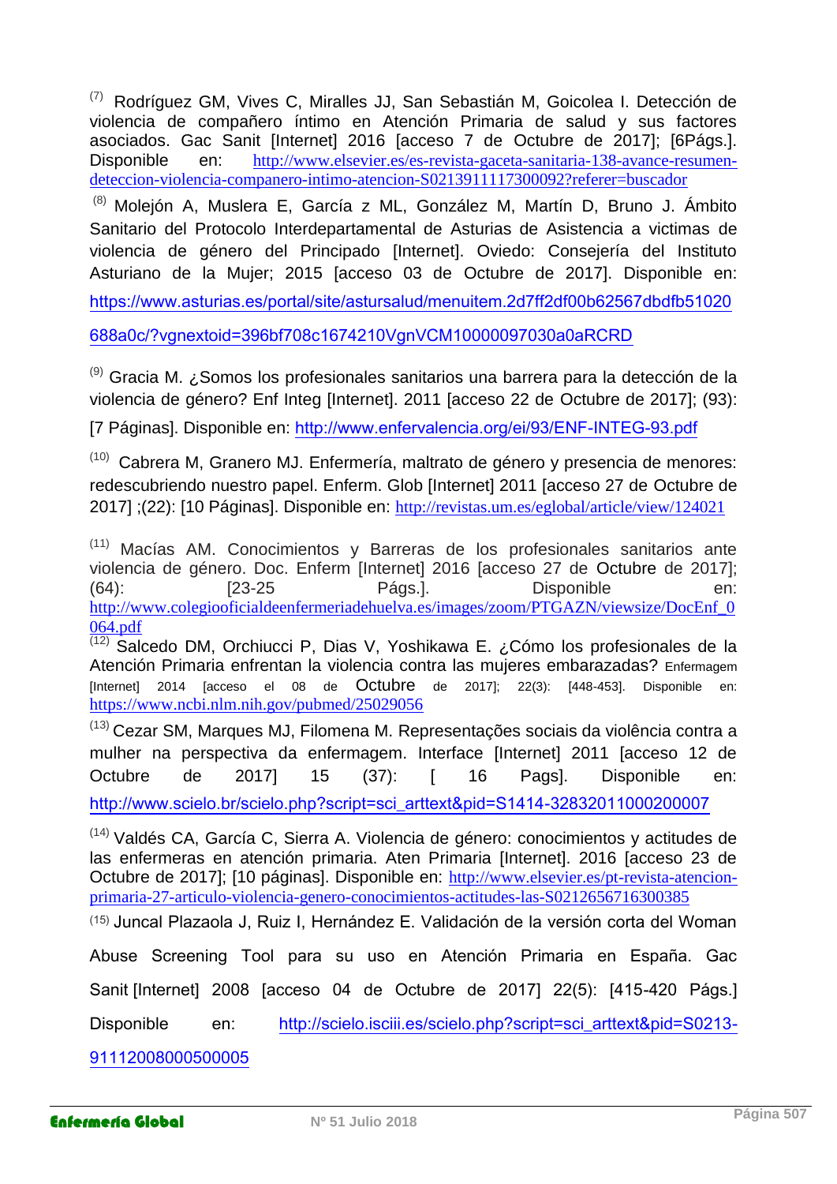[7] Rodríguez GM, Vives C, Miralles JJ, San Sebastián M, Goicolea I. Detección de violencia de compañero íntimo en Atención Primaria de salud y sus factores asociados. Gac Sanit [Internet] 2016 [acceso 7 de Octubre de 2017]; [6Págs.]. Disponible en: http://www.elsevier.es/es-revista-gaceta-sanitaria-138-avance-resumen-deteccion-violencia-companero-intimo-atencion-S0213911117300092?referer=buscador

[8] Molejón A, Muslera E, García z ML, González M, Martín D, Bruno J. Ámbito Sanitario del Protocolo Interdepartamental de Asturias de Asistencia a victimas de violencia de género del Principado [Internet]. Oviedo: Consejería del Instituto Asturiano de la Mujer; 2015 [acceso 03 de Octubre de 2017]. Disponible en: https://www.asturias.es/portal/site/astursalud/menuitem.2d7ff2df00b62567dbdfb51020688a0c/?vgnextoid=396bf708c1674210VgnVCM10000097030a0aRCRD

[9] Gracia M. ¿Somos los profesionales sanitarios una barrera para la detección de la violencia de género? Enf Integ [Internet]. 2011 [acceso 22 de Octubre de 2017]; (93): [7 Páginas]. Disponible en: http://www.enfervalencia.org/ei/93/ENF-INTEG-93.pdf

[10] Cabrera M, Granero MJ. Enfermería, maltrato de género y presencia de menores: redescubriendo nuestro papel. Enferm. Glob [Internet] 2011 [acceso 27 de Octubre de 2017] ;(22): [10 Páginas]. Disponible en: http://revistas.um.es/eglobal/article/view/124021

[11] Macías AM. Conocimientos y Barreras de los profesionales sanitarios ante violencia de género. Doc. Enferm [Internet] 2016 [acceso 27 de Octubre de 2017]; (64): [23-25 Págs.]. Disponible en: http://www.colegiooficialdeenfermeriadehuelva.es/images/zoom/PTGAZN/viewsize/DocEnf_0064.pdf

[12] Salcedo DM, Orchiucci P, Dias V, Yoshikawa E. ¿Cómo los profesionales de la Atención Primaria enfrentan la violencia contra las mujeres embarazadas? Enfermagem [Internet] 2014 [acceso el 08 de Octubre de 2017]; 22(3): [448-453]. Disponible en: https://www.ncbi.nlm.nih.gov/pubmed/25029056

[13] Cezar SM, Marques MJ, Filomena M. Representações sociais da violência contra a mulher na perspectiva da enfermagem. Interface [Internet] 2011 [acceso 12 de Octubre de 2017] 15 (37): [ 16 Pags]. Disponible en: http://www.scielo.br/scielo.php?script=sci_arttext&pid=S1414-32832011000200007

[14] Valdés CA, García C, Sierra A. Violencia de género: conocimientos y actitudes de las enfermeras en atención primaria. Aten Primaria [Internet]. 2016 [acceso 23 de Octubre de 2017]; [10 páginas]. Disponible en: http://www.elsevier.es/pt-revista-atencion-primaria-27-articulo-violencia-genero-conocimientos-actitudes-las-S0212656716300385

[15] Juncal Plazaola J, Ruiz I, Hernández E. Validación de la versión corta del Woman Abuse Screening Tool para su uso en Atención Primaria en España. Gac Sanit [Internet] 2008 [acceso 04 de Octubre de 2017] 22(5): [415-420 Págs.] Disponible en: http://scielo.isciii.es/scielo.php?script=sci_arttext&pid=S0213-91112008000500005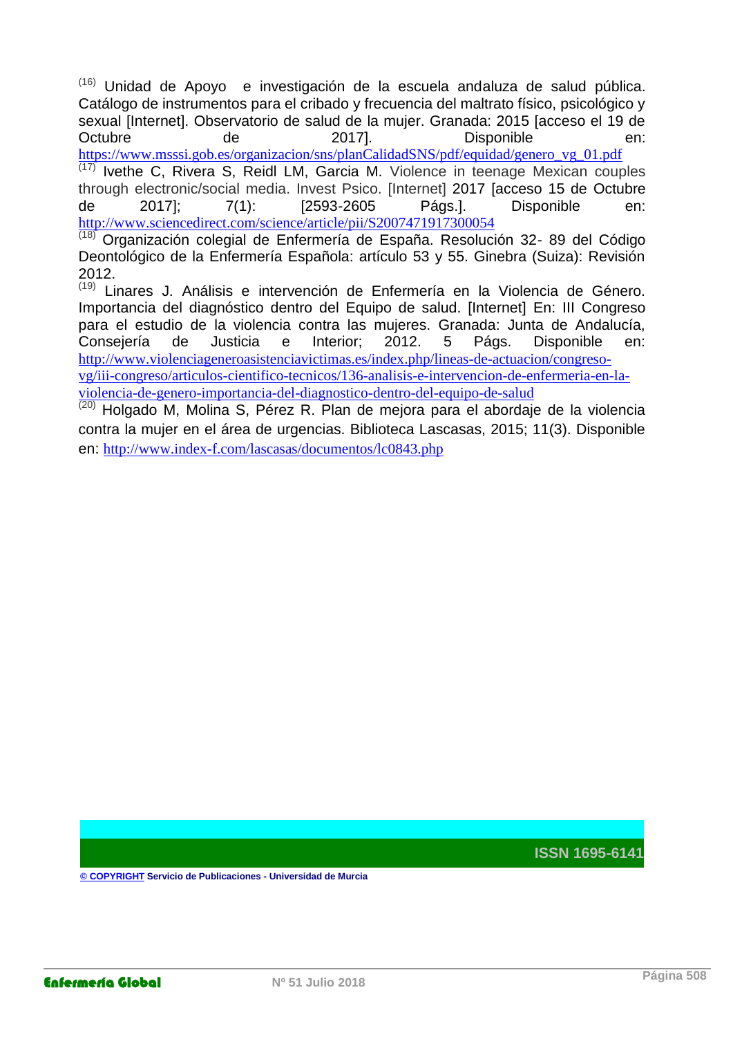[16] Unidad de Apoyo e investigación de la escuela andaluza de salud pública. Catálogo de instrumentos para el cribado y frecuencia del maltrato físico, psicológico y sexual [Internet]. Observatorio de salud de la mujer. Granada: 2015 [acceso el 19 de Octubre de 2017]. Disponible en: https://www.msssi.gob.es/organizacion/sns/planCalidadSNS/pdf/equidad/genero_vg_01.pdf

[17] Ivethe C, Rivera S, Reidl LM, Garcia M. Violence in teenage Mexican couples through electronic/social media. Invest Psico. [Internet] 2017 [acceso 15 de Octubre de 2017]; 7(1): [2593-2605 Págs.]. Disponible en: http://www.sciencedirect.com/science/article/pii/S2007471917300054

[18] Organización colegial de Enfermería de España. Resolución 32- 89 del Código Deontológico de la Enfermería Española: artículo 53 y 55. Ginebra (Suiza): Revisión 2012.

[19] Linares J. Análisis e intervención de Enfermería en la Violencia de Género. Importancia del diagnóstico dentro del Equipo de salud. [Internet] En: III Congreso para el estudio de la violencia contra las mujeres. Granada: Junta de Andalucía, Consejería de Justicia e Interior; 2012. 5 Págs. Disponible en: http://www.violenciageneroasistenciavictimas.es/index.php/lineas-de-actuacion/congreso-vg/iii-congreso/articulos-cientifico-tecnicos/136-analisis-e-intervencion-de-enfermeria-en-la-violencia-de-genero-importancia-del-diagnostico-dentro-del-equipo-de-salud

[20] Holgado M, Molina S, Pérez R. Plan de mejora para el abordaje de la violencia contra la mujer en el área de urgencias. Biblioteca Lascasas, 2015; 11(3). Disponible en: http://www.index-f.com/lascasas/documentos/lc0843.php

ISSN 1695-6141

© COPYRIGHT Servicio de Publicaciones - Universidad de Murcia